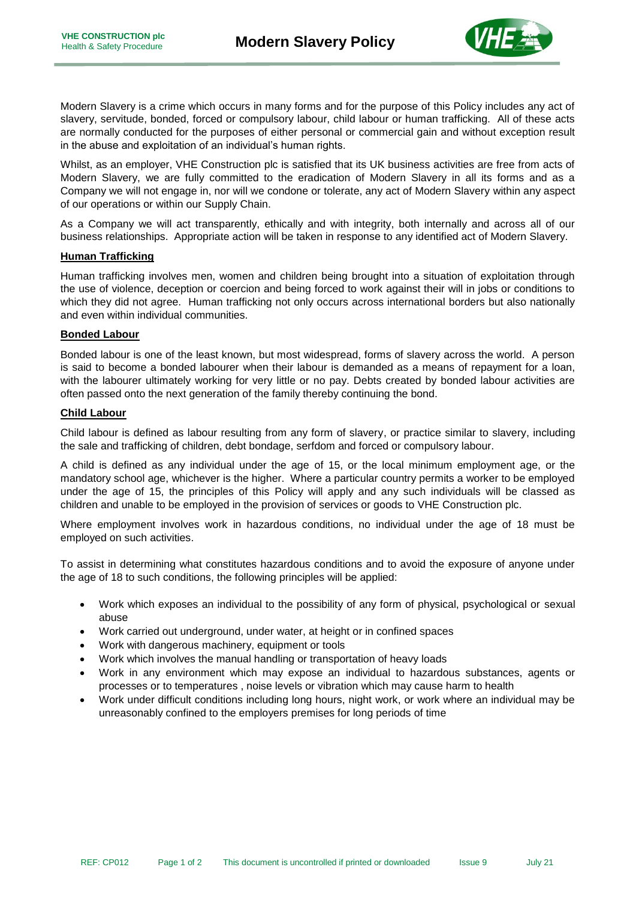# Modern Slavery Policy

Modern Slavery is a crime which occurs in many forms and for the purpose of this Policy includes any act of slavery, servitude, bonded, forced or compulsory labour, child labour or human trafficking. All of these acts are normally conducted for the purposes of either personal or commercial gain and without exception result in the abuse and exploitation of an individual's human rights.

Whilst, as an employer, VHE Construction plc is satisfied that its UK business activities are free from acts of Modern Slavery, we are fully committed to the eradication of Modern Slavery in all its forms and as a Company we will not engage in, nor will we condone or tolerate, any act of Modern Slavery within any aspect of our operations or within our Supply Chain.

As a Company we will act transparently, ethically and with integrity, both internally and across all of our business relationships. Appropriate action will be taken in response to any identified act of Modern Slavery.

## Human Trafficking

Human trafficking involves men, women and children being brought into a situation of exploitation through the use of violence, deception or coercion and being forced to work against their will in jobs or conditions to which they did not agree. Human trafficking not only occurs across international borders but also nationally and even within individual communities.

## Bonded Labour

Bonded labour is one of the least known, but most widespread, forms of slavery across the world. A person is said to become a bonded labourer when their labour is demanded as a means of repayment for a loan, with the labourer ultimately working for very little or no pay. Debts created by bonded labour activities are often passed onto the next generation of the family thereby continuing the bond.

## Child Labour

Child labour is defined as labour resulting from any form of slavery, or practice similar to slavery, including the sale and trafficking of children, debt bondage, serfdom and forced or compulsory labour.

A child is defined as any individual under the age of 15, or the local minimum employment age, or the mandatory school age, whichever is the higher. Where a particular country permits a worker to be employed under the age of 15, the principles of this Policy will apply and any such individuals will be classed as children and unable to be employed in the provision of services or goods to VHE Construction plc.

Where employment involves work in hazardous conditions, no individual under the age of 18 must be employed on such activities.

To assist in determining what constitutes hazardous conditions and to avoid the exposure of anyone under the age of 18 to such conditions, the following principles will be applied:

- Work which exposes an individual to the possibility of any form of physical, psychological or sexual abuse
- Work carried out underground, under water, at height or in confined spaces
- Work with dangerous machinery, equipment or tools
- Work which involves the manual handling or transportation of heavy loads
- Work in any environment which may expose an individual to hazardous substances, agents or processes or to temperatures , noise levels or vibration which may cause harm to health
- Work under difficult conditions including long hours, night work, or work where an individual may be unreasonably confined to the employers premises for long periods of time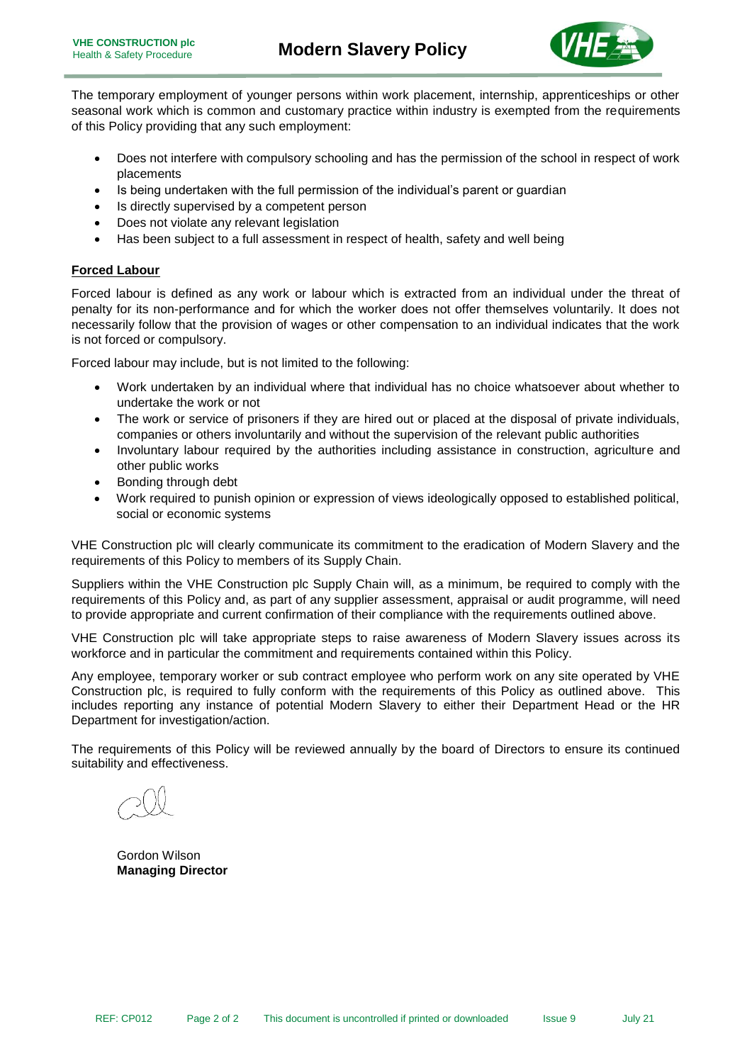The temporary employment of younger persons within work placement, internship, apprenticeships or other seasonal work which is common and customary practice within industry is exempted from the requirements of this Policy providing that any such employment:

- Does not interfere with compulsory schooling and has the permission of the school in respect of work placements
- Is being undertaken with the full permission of the individual's parent or guardian
- Is directly supervised by a competent person
- Does not violate any relevant legislation
- Has been subject to a full assessment in respect of health, safety and well being

**Forced Labour**

Forced labour is defined as any work or labour which is extracted from an individual under the threat of penalty for its non-performance and for which the worker does not offer themselves voluntarily. It does not necessarily follow that the provision of wages or other compensation to an individual indicates that the work is not forced or compulsory.

Forced labour may include, but is not limited to the following:

- Work undertaken by an individual where that individual has no choice whatsoever about whether to undertake the work or not
- The work or service of prisoners if they are hired out or placed at the disposal of private individuals, companies or others involuntarily and without the supervision of the relevant public authorities
- Involuntary labour required by the authorities including assistance in construction, agriculture and other public works
- Bonding through debt
- Work required to punish opinion or expression of views ideologically opposed to established political, social or economic systems

VHE Construction plc will clearly communicate its commitment to the eradication of Modern Slavery and the requirements of this Policy to members of its Supply Chain.

Suppliers within the VHE Construction plc Supply Chain will, as a minimum, be required to comply with the requirements of this Policy and, as part of any supplier assessment, appraisal or audit programme, will need to provide appropriate and current confirmation of their compliance with the requirements outlined above.

VHE Construction plc will take appropriate steps to raise awareness of Modern Slavery issues across its workforce and in particular the commitment and requirements contained within this Policy.

Any employee, temporary worker or sub contract employee who perform work on any site operated by VHE Construction plc, is required to fully conform with the requirements of this Policy as outlined above. This includes reporting any instance of potential Modern Slavery to either their Department Head or the HR Department for investigation/action.

The requirements of this Policy will be reviewed annually by the board of Directors to ensure its continued suitability and effectiveness.

Gordon Wilson
**Managing Director**